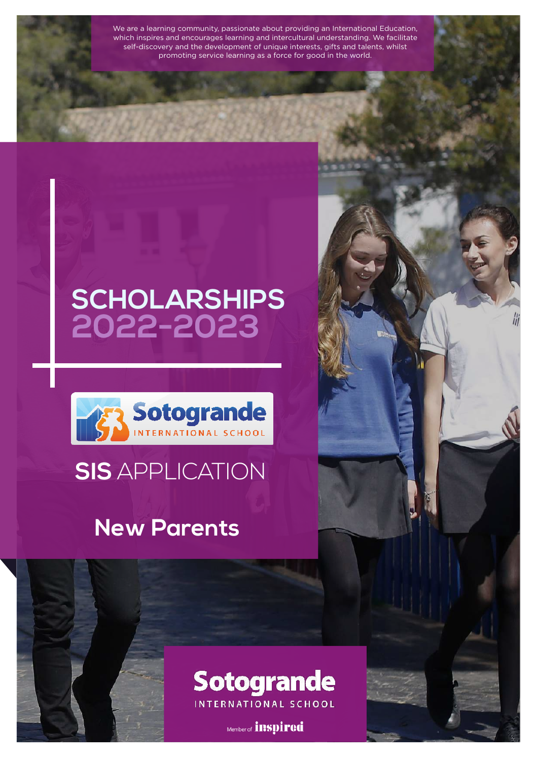We are a learning community, passionate about providing an International Education, which inspires and encourages learning and intercultural understanding. We facilitate self-discovery and the development of unique interests, gifts and talents, whilst promoting service learning as a force for good in the world.

# SCHOLARSHIPS 2022-2023

Sotogrande INTERNATIONAL SCHOOL

## SIS APPLICATION

## New Parents

Sotogrande INTERNATIONAL SCHOOL

Member of inspired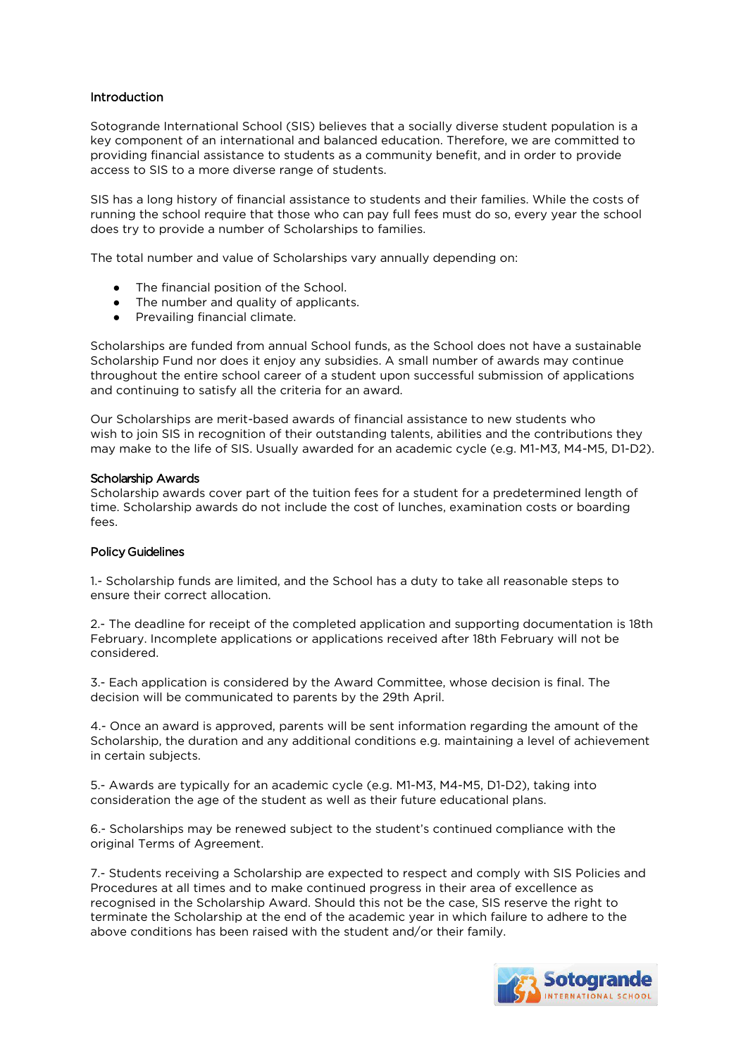## Introduction

Sotogrande International School (SIS) believes that a socially diverse student population is a key component of an international and balanced education. Therefore, we are committed to providing financial assistance to students as a community benefit, and in order to provide access to SIS to a more diverse range of students.

SIS has a long history of financial assistance to students and their families. While the costs of running the school require that those who can pay full fees must do so, every year the school does try to provide a number of Scholarships to families.

The total number and value of Scholarships vary annually depending on:

- The financial position of the School.
- The number and quality of applicants.
- Prevailing financial climate.

Scholarships are funded from annual School funds, as the School does not have a sustainable Scholarship Fund nor does it enjoy any subsidies. A small number of awards may continue throughout the entire school career of a student upon successful submission of applications and continuing to satisfy all the criteria for an award.

Our Scholarships are merit-based awards of financial assistance to new students who wish to join SIS in recognition of their outstanding talents, abilities and the contributions they may make to the life of SIS. Usually awarded for an academic cycle (e.g. M1-M3, M4-M5, D1-D2).

## Scholarship Awards

Scholarship awards cover part of the tuition fees for a student for a predetermined length of time. Scholarship awards do not include the cost of lunches, examination costs or boarding fees.

## Policy Guidelines

1.- Scholarship funds are limited, and the School has a duty to take all reasonable steps to ensure their correct allocation.

2.- The deadline for receipt of the completed application and supporting documentation is 18th February. Incomplete applications or applications received after 18th February will not be considered.

3.- Each application is considered by the Award Committee, whose decision is final. The decision will be communicated to parents by the 29th April.

4.- Once an award is approved, parents will be sent information regarding the amount of the Scholarship, the duration and any additional conditions e.g. maintaining a level of achievement in certain subjects.

5.- Awards are typically for an academic cycle (e.g. M1-M3, M4-M5, D1-D2), taking into consideration the age of the student as well as their future educational plans.

6.- Scholarships may be renewed subject to the student's continued compliance with the original Terms of Agreement.

7.- Students receiving a Scholarship are expected to respect and comply with SIS Policies and Procedures at all times and to make continued progress in their area of excellence as recognised in the Scholarship Award. Should this not be the case, SIS reserve the right to terminate the Scholarship at the end of the academic year in which failure to adhere to the above conditions has been raised with the student and/or their family.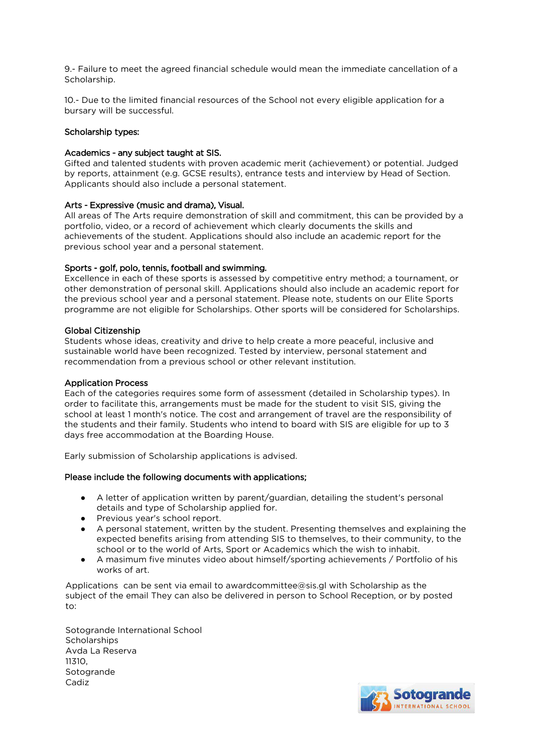9.- Failure to meet the agreed financial schedule would mean the immediate cancellation of a Scholarship.

10.- Due to the limited financial resources of the School not every eligible application for a bursary will be successful.

**Scholarship types:**

**Academics - any subject taught at SIS.**
Gifted and talented students with proven academic merit (achievement) or potential. Judged by reports, attainment (e.g. GCSE results), entrance tests and interview by Head of Section. Applicants should also include a personal statement.

**Arts - Expressive (music and drama), Visual.**
All areas of The Arts require demonstration of skill and commitment, this can be provided by a portfolio, video, or a record of achievement which clearly documents the skills and achievements of the student. Applications should also include an academic report for the previous school year and a personal statement.

**Sports - golf, polo, tennis, football and swimming.**
Excellence in each of these sports is assessed by competitive entry method; a tournament, or other demonstration of personal skill. Applications should also include an academic report for the previous school year and a personal statement. Please note, students on our Elite Sports programme are not eligible for Scholarships. Other sports will be considered for Scholarships.

**Global Citizenship**
Students whose ideas, creativity and drive to help create a more peaceful, inclusive and sustainable world have been recognized. Tested by interview, personal statement and recommendation from a previous school or other relevant institution.

**Application Process**
Each of the categories requires some form of assessment (detailed in Scholarship types). In order to facilitate this, arrangements must be made for the student to visit SIS, giving the school at least 1 month's notice. The cost and arrangement of travel are the responsibility of the students and their family. Students who intend to board with SIS are eligible for up to 3 days free accommodation at the Boarding House.

Early submission of Scholarship applications is advised.

**Please include the following documents with applications;**

- A letter of application written by parent/guardian, detailing the student's personal details and type of Scholarship applied for.
- Previous year's school report.
- A personal statement, written by the student. Presenting themselves and explaining the expected benefits arising from attending SIS to themselves, to their community, to the school or to the world of Arts, Sport or Academics which the wish to inhabit.
- A masimum five minutes video about himself/sporting achievements / Portfolio of his works of art.

Applications can be sent via email to awardcommittee@sis.gl with Scholarship as the subject of the email They can also be delivered in person to School Reception, or by posted to:

Sotogrande International School
Scholarships
Avda La Reserva
11310,
Sotogrande
Cadiz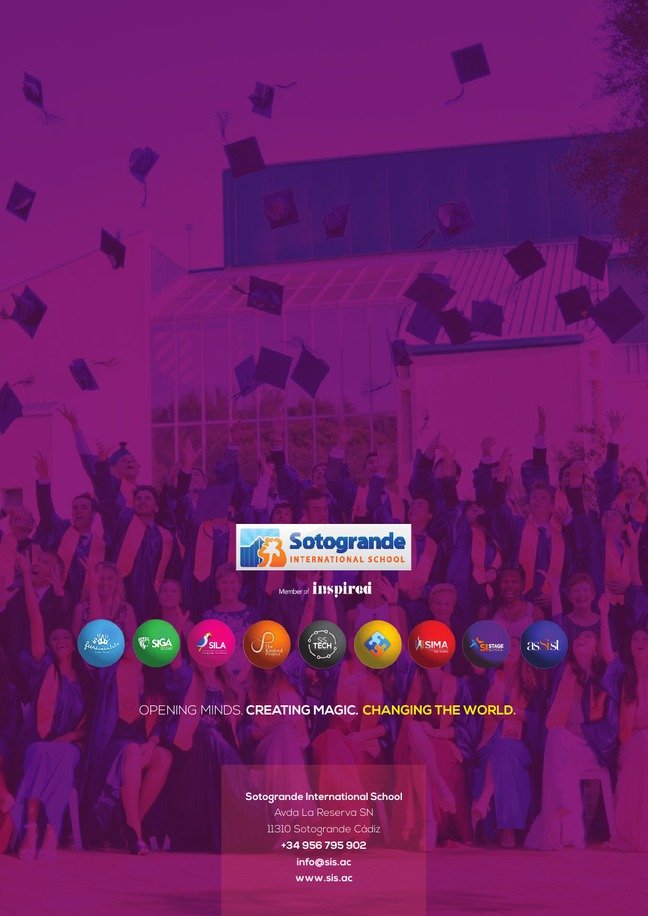Sotogrande INTERNATIONAL SCHOOL

Member of inspired

OPENING MINDS. **CREATING MAGIC. CHANGING THE WORLD.**

**Sotogrande International School**
Avda La Reserva SN
11310 Sotogrande Cádiz
**+34 956 795 902**
**info@sis.ac**
**www.sis.ac**